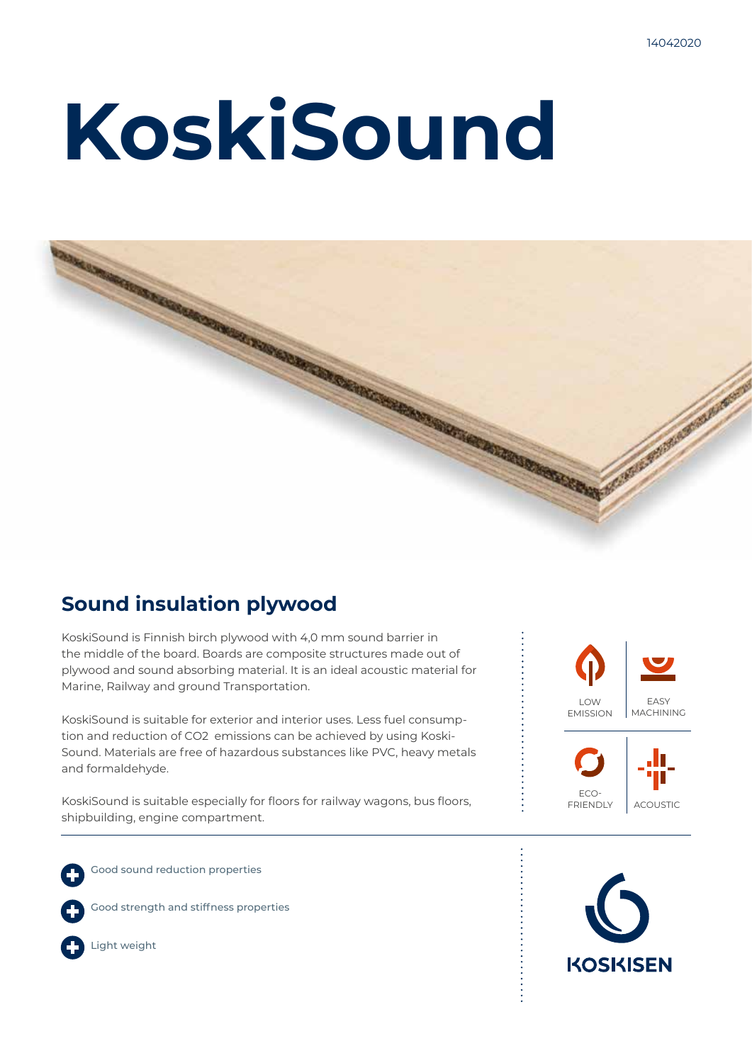# KoskiSound

## Sound insulation plywood

KoskiSound is Finnish birch plywood with 4,0 mm sound barrier in the middle of the board. Boards are composite structures made out of plywood and sound absorbing material. It is an ideal acoustic material for Marine, Railway and ground Transportation.

KoskiSound is suitable for exterior and interior uses. Less fuel consumption and reduction of $CO_2$ emissions can be achieved by using KoskiSound. Materials are free of hazardous substances like PVC, heavy metals and formaldehyde.

KoskiSound is suitable especially for floors for railway wagons, bus floors, shipbuilding, engine compartment.

LOW EMISSION | EASY MACHINING | ECO-FRIENDLY | ACOUSTIC

- Good sound reduction properties
- Good strength and stiffness properties
- Light weight

KOSKISEN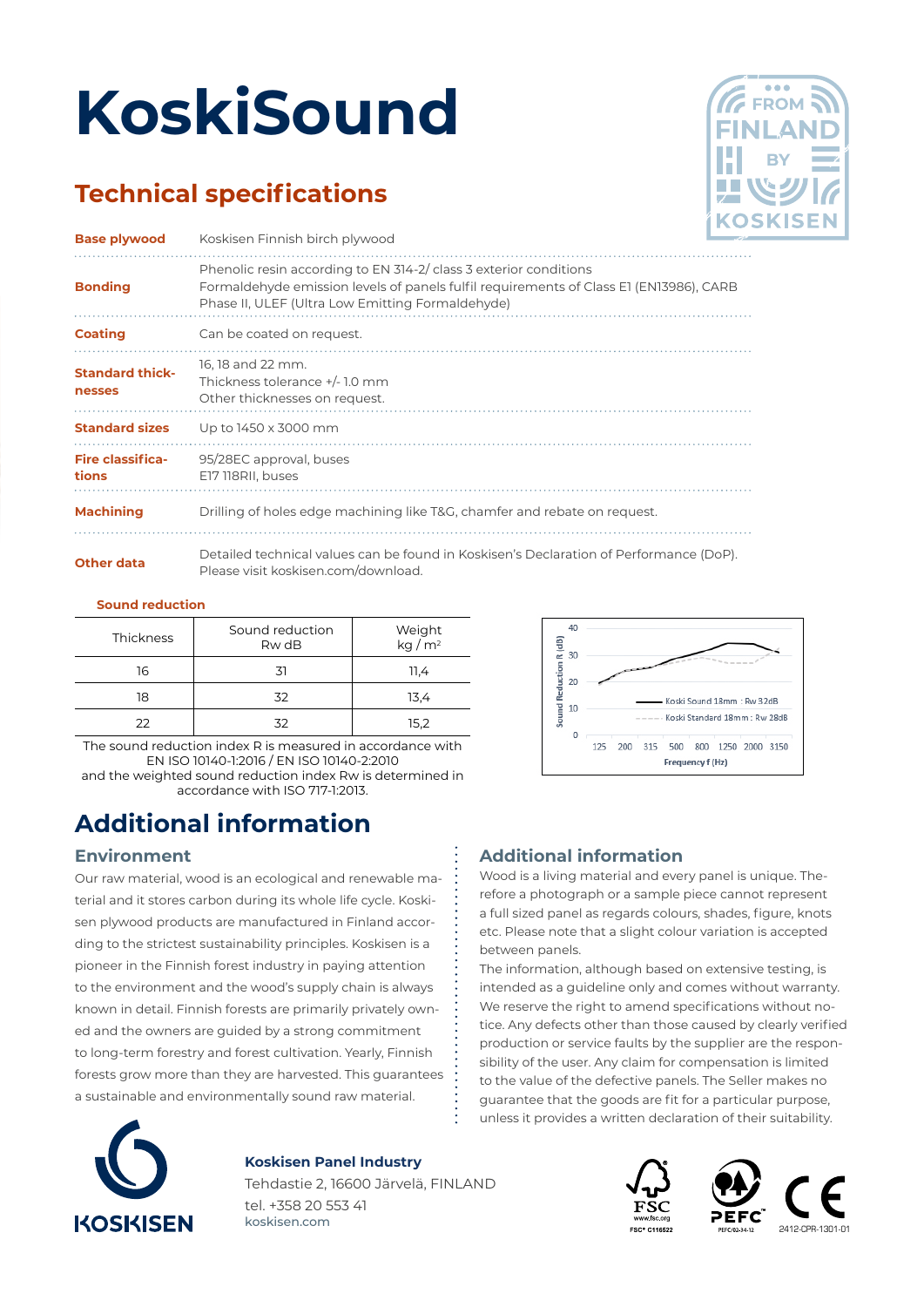# KoskiSound

## Technical specifications

| | |
|---|---|
| **Base plywood** | Koskisen Finnish birch plywood |
| **Bonding** | Phenolic resin according to EN 314-2/ class 3 exterior conditions<br>Formaldehyde emission levels of panels fulfil requirements of Class E1 (EN13986), CARB Phase II, ULEF (Ultra Low Emitting Formaldehyde) |
| **Coating** | Can be coated on request. |
| **Standard thicknesses** | 16, 18 and 22 mm.<br>Thickness tolerance +/- 1.0 mm<br>Other thicknesses on request. |
| **Standard sizes** | Up to 1450 x 3000 mm |
| **Fire classifications** | 95/28EC approval, buses<br>E17 118RII, buses |
| **Machining** | Drilling of holes edge machining like T&G, chamfer and rebate on request. |
| **Other data** | Detailed technical values can be found in Koskisen's Declaration of Performance (DoP).<br>Please visit koskisen.com/download. |

**Sound reduction**

| Thickness | Sound reduction Rw dB | Weight kg / m² |
|---|---|---|
| 16 | 31 | 11,4 |
| 18 | 32 | 13,4 |
| 22 | 32 | 15,2 |

The sound reduction index R is measured in accordance with EN ISO 10140-1:2016 / EN ISO 10140-2:2010 and the weighted sound reduction index Rw is determined in accordance with ISO 717-1:2013.

Sound Reduction R (dB)
40
30
20
10
0
125 200 315 500 800 1250 2000 3150
Frequency f (Hz)
Koski Sound 18mm : Rw 32dB
Koski Standard 18mm : Rw 28dB

## Additional information

### Environment

Our raw material, wood is an ecological and renewable material and it stores carbon during its whole life cycle. Koskisen plywood products are manufactured in Finland according to the strictest sustainability principles. Koskisen is a pioneer in the Finnish forest industry in paying attention to the environment and the wood's supply chain is always known in detail. Finnish forests are primarily privately owned and the owners are guided by a strong commitment to long-term forestry and forest cultivation. Yearly, Finnish forests grow more than they are harvested. This guarantees a sustainable and environmentally sound raw material.

### Additional information

Wood is a living material and every panel is unique. Therefore a photograph or a sample piece cannot represent a full sized panel as regards colours, shades, figure, knots etc. Please note that a slight colour variation is accepted between panels.

The information, although based on extensive testing, is intended as a guideline only and comes without warranty. We reserve the right to amend specifications without notice. Any defects other than those caused by clearly verified production or service faults by the supplier are the responsibility of the user. Any claim for compensation is limited to the value of the defective panels. The Seller makes no guarantee that the goods are fit for a particular purpose, unless it provides a written declaration of their suitability.

**Koskisen Panel Industry**
Tehdastie 2, 16600 Järvelä, FINLAND
tel. +358 20 553 41
koskisen.com

FSC® C116522 · PEFC/02-34-12 · 2412-CPR-1301-01